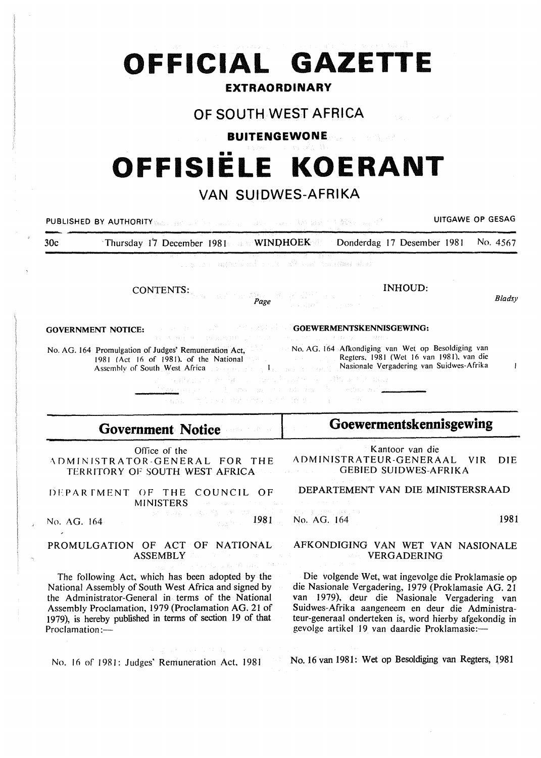# OFFICIAL GAZETTE

**EXTRAORDINARY**

## OF SOUTH WEST AFRICA

**BUITENGEWONE**

# OFFISIËLE KOERANT

## VAN SUIDWES-AFRIKA

PUBLISHED BY AUTHORITY — UITGAWE OP GESAG

30c — Thursday 17 December 1981 — WINDHOEK — Donderdag 17 Desember 1981 — No. 4567

CONTENTS: *Page*

**GOVERNMENT NOTICE:**

No. AG. 164 Promulgation of Judges' Remuneration Act, 1981 (Act 16 of 1981), of the National Assembly of South West Africa ... 1

INHOUD: *Bladsy*

**GOEWERMENTSKENNISGEWING:**

No. AG. 164 Afkondiging van Wet op Besoldiging van Regters, 1981 (Wet 16 van 1981), van die Nasionale Vergadering van Suidwes-Afrika ... 1

## Government Notice

Office of the
ADMINISTRATOR-GENERAL FOR THE TERRITORY OF SOUTH WEST AFRICA

DEPARTMENT OF THE COUNCIL OF MINISTERS

No. AG. 164 — 1981

PROMULGATION OF ACT OF NATIONAL ASSEMBLY

The following Act, which has been adopted by the National Assembly of South West Africa and signed by the Administrator-General in terms of the National Assembly Proclamation, 1979 (Proclamation AG. 21 of 1979), is hereby published in terms of section 19 of that Proclamation:—

No. 16 of 1981: Judges' Remuneration Act, 1981

## Goewermentskennisgewing

Kantoor van die
ADMINISTRATEUR-GENERAAL VIR DIE GEBIED SUIDWES-AFRIKA

DEPARTEMENT VAN DIE MINISTERSRAAD

No. AG. 164 — 1981

AFKONDIGING VAN WET VAN NASIONALE VERGADERING

Die volgende Wet, wat ingevolge die Proklamasie op die Nasionale Vergadering, 1979 (Proklamasie AG. 21 van 1979), deur die Nasionale Vergadering van Suidwes-Afrika aangeneem en deur die Administrateur-generaal onderteken is, word hierby afgekondig in gevolge artikel 19 van daardie Proklamasie:—

No. 16 van 1981: Wet op Besoldiging van Regters, 1981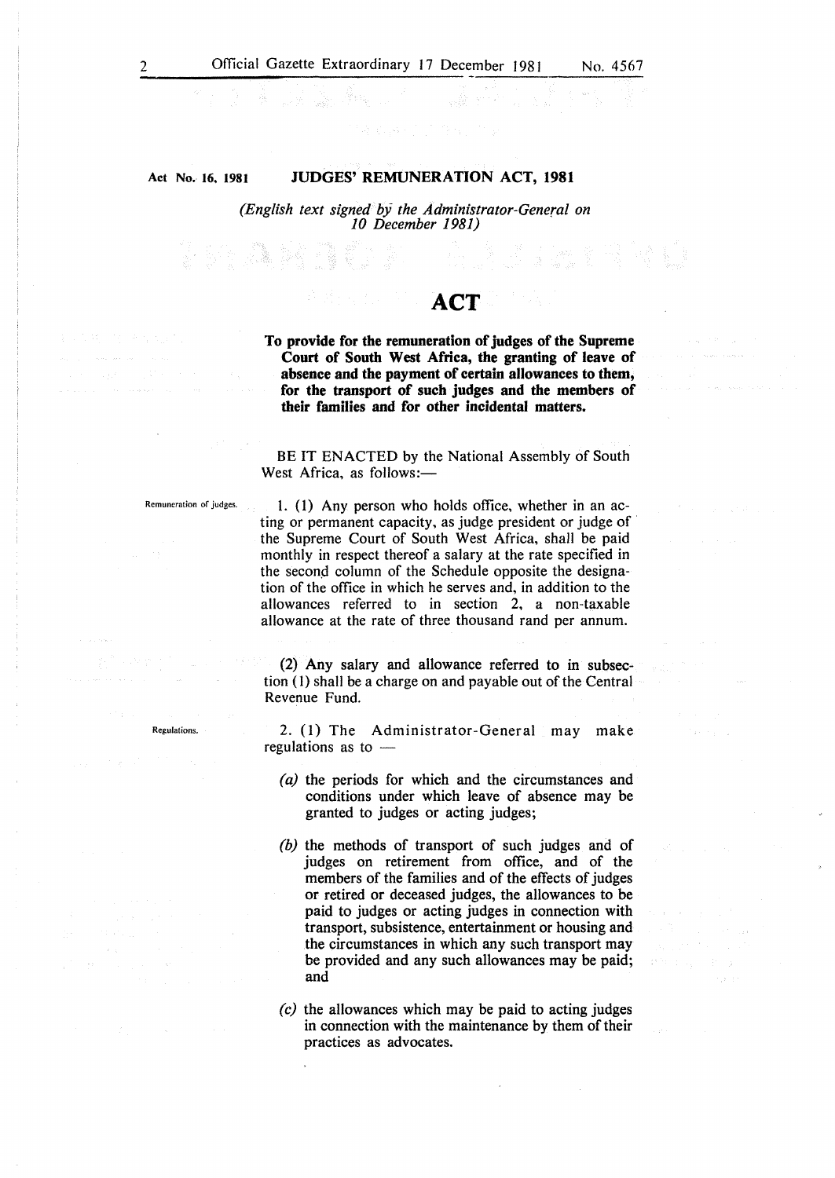Act No. 16, 1981 **JUDGES' REMUNERATION ACT, 1981**

*(English text signed by the Administrator-General on 10 December 1981)*

# ACT

**To provide for the remuneration of judges of the Supreme Court of South West Africa, the granting of leave of absence and the payment of certain allowances to them, for the transport of such judges and the members of their families and for other incidental matters.**

BE IT ENACTED by the National Assembly of South West Africa, as follows:—

Remuneration of judges.

1. (1) Any person who holds office, whether in an acting or permanent capacity, as judge president or judge of the Supreme Court of South West Africa, shall be paid monthly in respect thereof a salary at the rate specified in the second column of the Schedule opposite the designation of the office in which he serves and, in addition to the allowances referred to in section 2, a non-taxable allowance at the rate of three thousand rand per annum.

(2) Any salary and allowance referred to in subsection (1) shall be a charge on and payable out of the Central Revenue Fund.

Regulations.

2. (1) The Administrator-General may make regulations as to —

*(a)* the periods for which and the circumstances and conditions under which leave of absence may be granted to judges or acting judges;

*(b)* the methods of transport of such judges and of judges on retirement from office, and of the members of the families and of the effects of judges or retired or deceased judges, the allowances to be paid to judges or acting judges in connection with transport, subsistence, entertainment or housing and the circumstances in which any such transport may be provided and any such allowances may be paid; and

*(c)* the allowances which may be paid to acting judges in connection with the maintenance by them of their practices as advocates.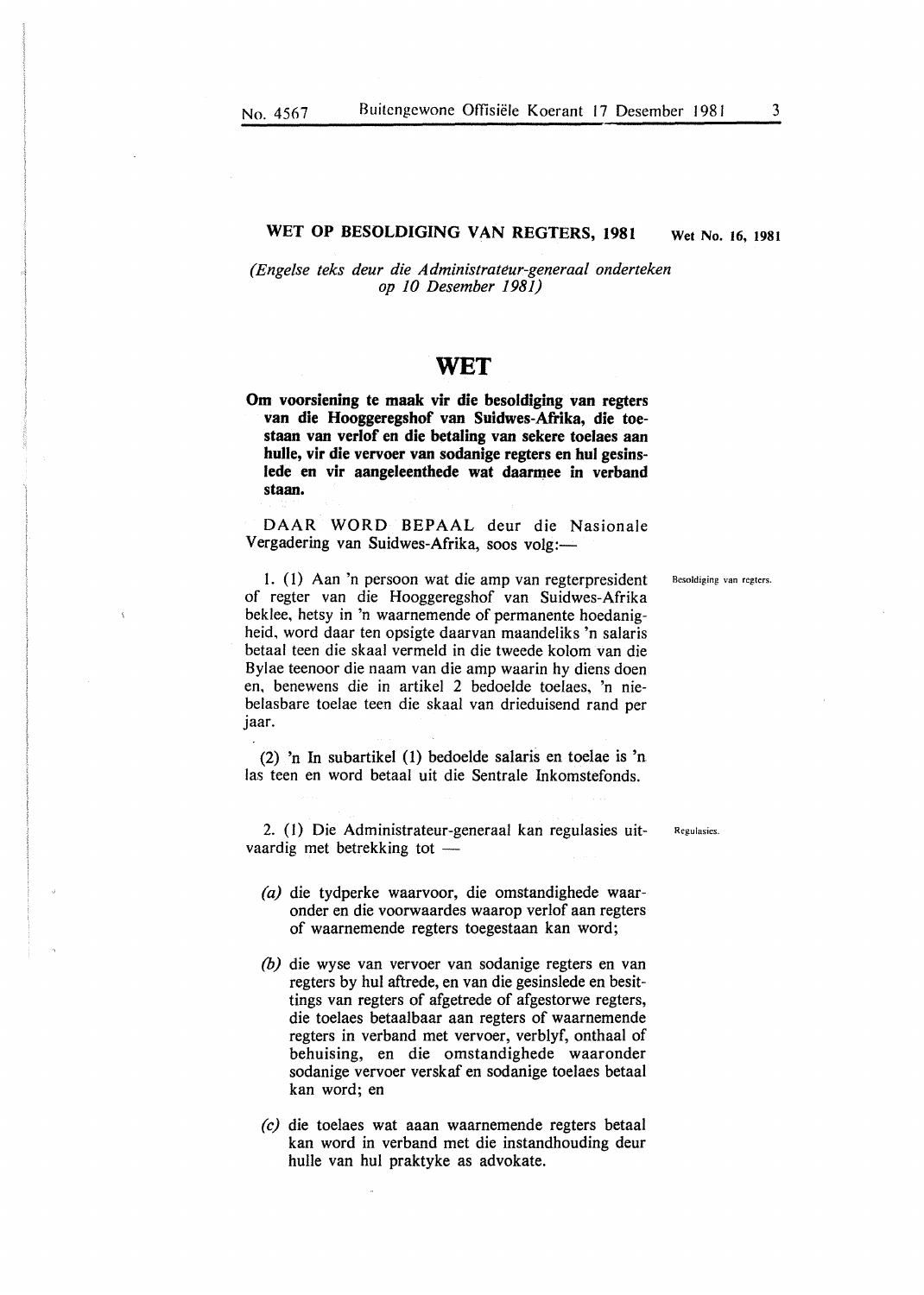## WET OP BESOLDIGING VAN REGTERS, 1981

Wet No. 16, 1981

*(Engelse teks deur die Administrateur-generaal onderteken op 10 Desember 1981)*

# WET

**Om voorsiening te maak vir die besoldiging van regters van die Hooggeregshof van Suidwes-Afrika, die toestaan van verlof en die betaling van sekere toelaes aan hulle, vir die vervoer van sodanige regters en hul gesinslede en vir aangeleenthede wat daarmee in verband staan.**

DAAR WORD BEPAAL deur die Nasionale Vergadering van Suidwes-Afrika, soos volg:—

Besoldiging van regters.

1. (1) Aan 'n persoon wat die amp van regterpresident of regter van die Hooggeregshof van Suidwes-Afrika beklee, hetsy in 'n waarnemende of permanente hoedanigheid, word daar ten opsigte daarvan maandeliks 'n salaris betaal teen die skaal vermeld in die tweede kolom van die Bylae teenoor die naam van die amp waarin hy diens doen en, benewens die in artikel 2 bedoelde toelaes, 'n niebelasbare toelae teen die skaal van drieduisend rand per jaar.

(2) 'n In subartikel (1) bedoelde salaris en toelae is 'n las teen en word betaal uit die Sentrale Inkomstefonds.

Regulasies.

2. (1) Die Administrateur-generaal kan regulasies uitvaardig met betrekking tot —

*(a)* die tydperke waarvoor, die omstandighede waaronder en die voorwaardes waarop verlof aan regters of waarnemende regters toegestaan kan word;

*(b)* die wyse van vervoer van sodanige regters en van regters by hul aftrede, en van die gesinslede en besittings van regters of afgetrede of afgestorwe regters, die toelaes betaalbaar aan regters of waarnemende regters in verband met vervoer, verblyf, onthaal of behuising, en die omstandighede waaronder sodanige vervoer verskaf en sodanige toelaes betaal kan word; en

*(c)* die toelaes wat aaan waarnemende regters betaal kan word in verband met die instandhouding deur hulle van hul praktyke as advokate.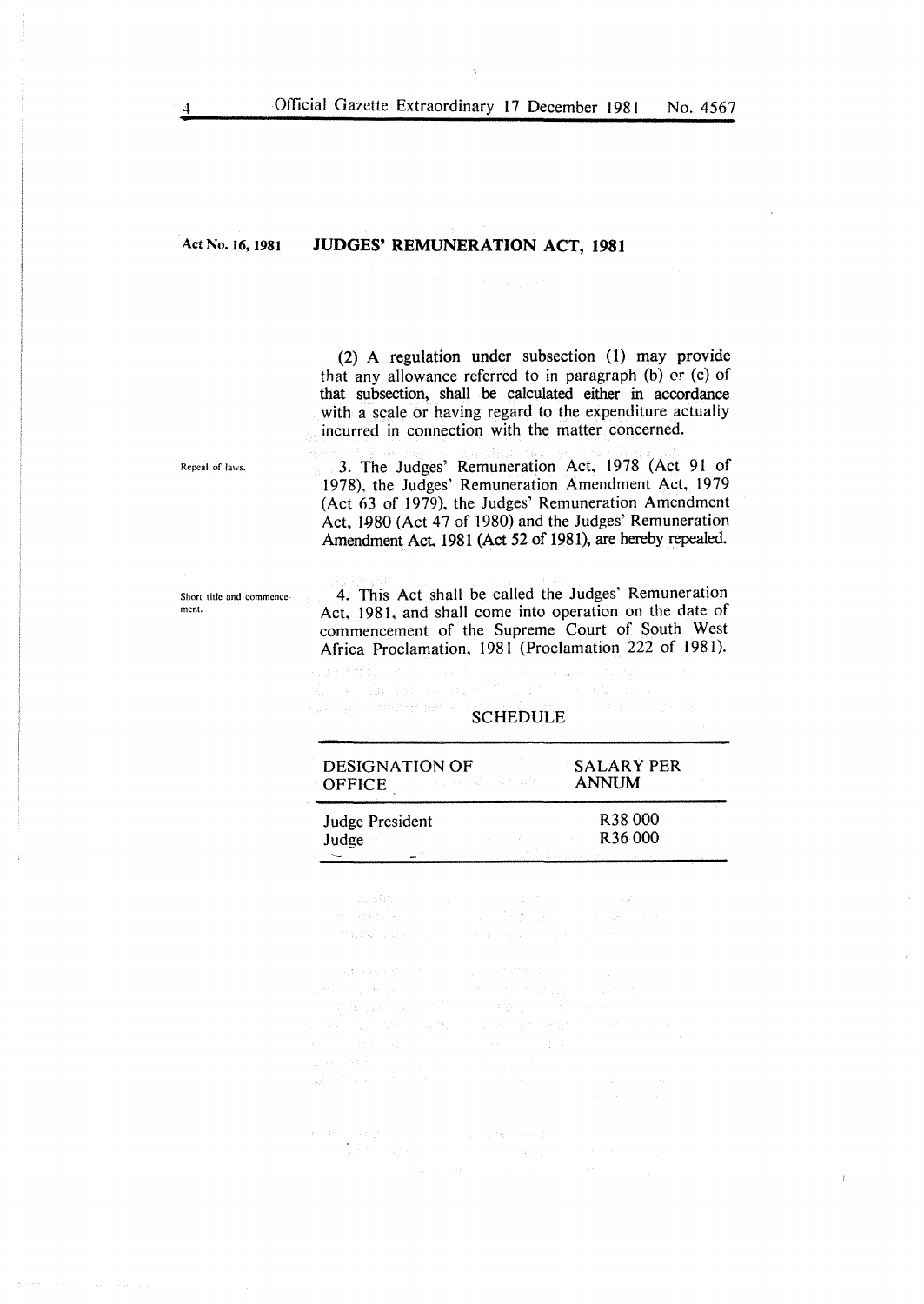Act No. 16, 1981 **JUDGES' REMUNERATION ACT, 1981**

(2) A regulation under subsection (1) may provide that any allowance referred to in paragraph (b) or (c) of that subsection, shall be calculated either in accordance with a scale or having regard to the expenditure actually incurred in connection with the matter concerned.

Repeal of laws.

3. The Judges' Remuneration Act, 1978 (Act 91 of 1978), the Judges' Remuneration Amendment Act, 1979 (Act 63 of 1979), the Judges' Remuneration Amendment Act, 1980 (Act 47 of 1980) and the Judges' Remuneration Amendment Act, 1981 (Act 52 of 1981), are hereby repealed.

Short title and commencement.

4. This Act shall be called the Judges' Remuneration Act, 1981, and shall come into operation on the date of commencement of the Supreme Court of South West Africa Proclamation, 1981 (Proclamation 222 of 1981).

## SCHEDULE

| DESIGNATION OF OFFICE | SALARY PER ANNUM |
|---|---|
| Judge President | R38 000 |
| Judge | R36 000 |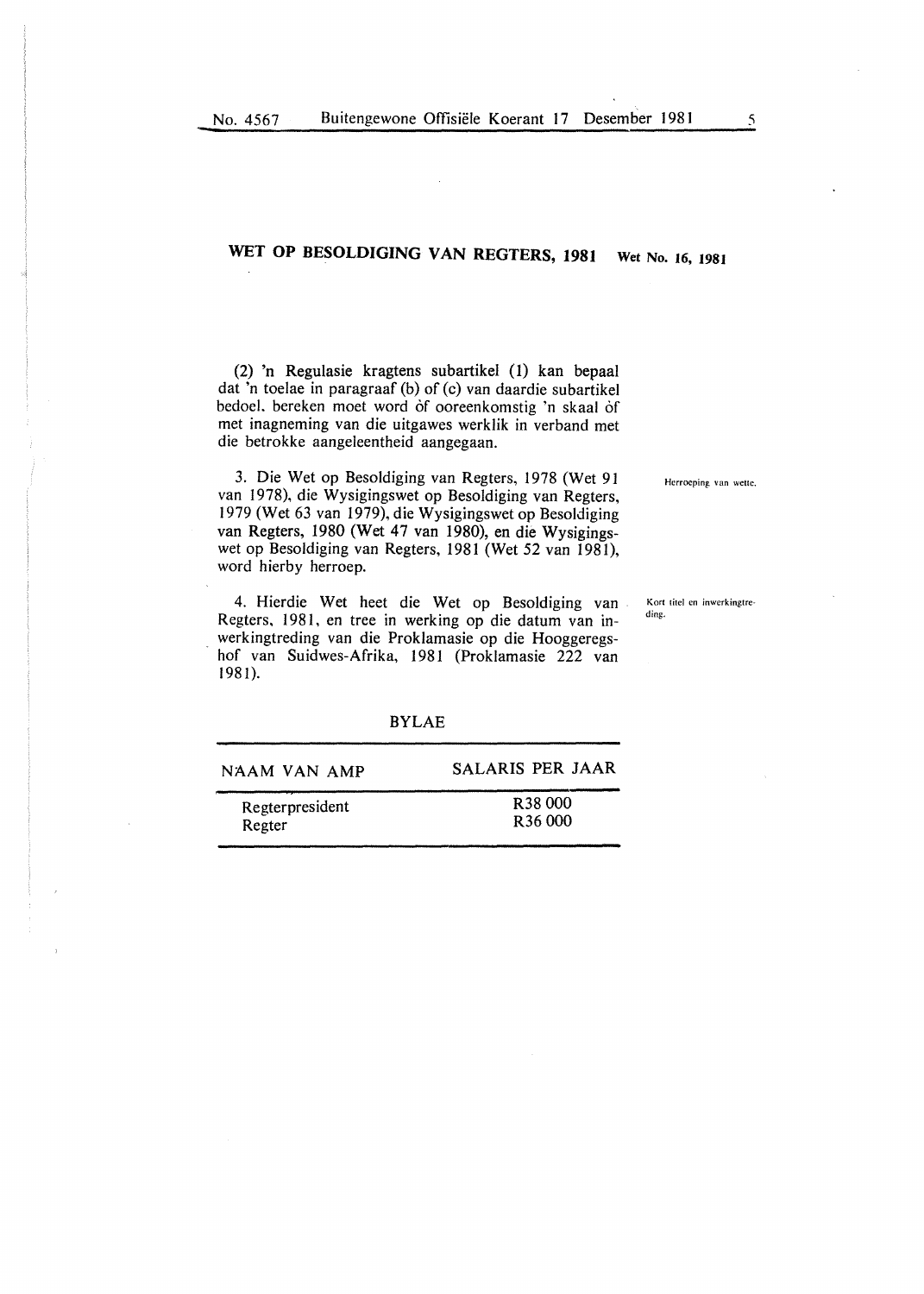# WET OP BESOLDIGING VAN REGTERS, 1981 Wet No. 16, 1981

(2) 'n Regulasie kragtens subartikel (1) kan bepaal dat 'n toelae in paragraaf (b) of (c) van daardie subartikel bedoel, bereken moet word òf ooreenkomstig 'n skaal òf met inagneming van die uitgawes werklik in verband met die betrokke aangeleentheid aangegaan.

Herroeping van wette.

3. Die Wet op Besoldiging van Regters, 1978 (Wet 91 van 1978), die Wysigingswet op Besoldiging van Regters, 1979 (Wet 63 van 1979), die Wysigingswet op Besoldiging van Regters, 1980 (Wet 47 van 1980), en die Wysigingswet op Besoldiging van Regters, 1981 (Wet 52 van 1981), word hierby herroep.

Kort titel en inwerkingtreding.

4. Hierdie Wet heet die Wet op Besoldiging van Regters, 1981, en tree in werking op die datum van inwerkingtreding van die Proklamasie op die Hooggeregshof van Suidwes-Afrika, 1981 (Proklamasie 222 van 1981).

BYLAE

| NAAM VAN AMP | SALARIS PER JAAR |
|---|---|
| Regterpresident | R38 000 |
| Regter | R36 000 |